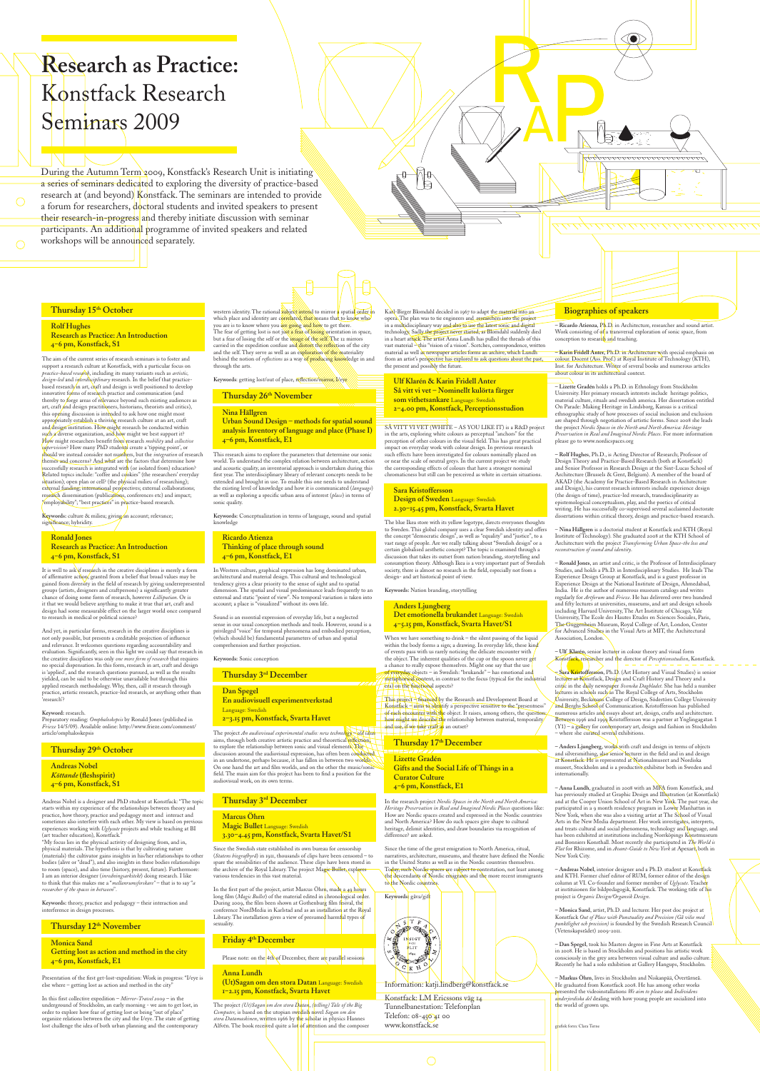# Research as Practice: Konstfack Research Seminars 2009

During the Autumn Term 2009, Konstfack's Research Unit is initiating a series of seminars dedicated to exploring the diversity of practice-based research at (and beyond) Konstfack. The seminars are intended to provide a forum for researchers, doctoral students and invited speakers to present their research-in-progress and thereby initiate discussion with seminar participants. An additional programme of invited speakers and related workshops will be announced separately.

## Thursday 15th October

### Rolf Hughes
**Research as Practice: An Introduction**
**4–6 pm, Konstfack, S1**

The aim of the current series of research seminars is to foster and support a research culture at Konstfack, with a particular focus on *practice-based research*, including its many variants such as *artistic*, *design-led* and *interdisciplinary* research. In the belief that practice-based research in art, craft and design is well positioned to develop innovative forms of research practice and communication (and thereby to forge areas of relevance beyond such existing audiences as art, craft and design practitioners, historians, theorists and critics), this opening discussion is intended to ask how one might most appropriately establish a thriving research culture at an art, craft and design institution. How might research be conducted within such a diverse organization, and how might we best support it? How might researchers benefit from research *mobility* and *collective supervision*? How many PhD students create a 'tipping point', or should we instead consider not numbers, but the *integration* of research themes and concerns? And what are the factors that determine how successfully research is integrated with (or isolated from) education? Related topics include: "coffee and cookies" (the researchers' everyday situation); open plan or cell? (the physical milieu of researching); external funding; international perspectives; external collaborations; research dissemination (publications, conferences etc) and impact; "employability"; "best practices" in practice-based research.

**Keywords:** culture & milieu; giving an account; relevance; significance; hybridity.

### Ronald Jones
**Research as Practice: An Introduction**
**4–6 pm, Konstfack, S1**

It is well to ask if research in the creative disciplines is merely a form of affirmative action, granted from a belief that broad values may be gained from diversity in the field of research by giving underrepresented groups (artists, designers and craftpersons) a significantly greater chance of doing some form of research, however *Lilliputian*. Or is it that we would believe anything to make it true that art, craft and design had some measurable effect on the larger world once compared to research in medical or political science?

And yet, in particular forms, research in the creative disciplines is not only possible, but presents a creditable projection of influence and relevance. It welcomes questions regarding accountability and evaluation. Significantly, seen in this light we could say that research in the creative disciplines was only *one more form of research* that requires no special dispensation. In this form, research in art, craft and design is 'applied', and the research questions pursued, as well as the results yielded, can be said to be otherwise unavailable but through this applied research methodology. Why, then, call it research through practice, artistic research, practice-led research, or anything other than 'research'?

**Keyword:** research.

Preparatory reading: *Omphaloskepsis* by Ronald Jones (published in *Frieze* 14/5/09). Available online: http://www.frieze.com/comment/article/omphaloskepsis

## Thursday 29th October

### Andreas Nobel
***Köttande* (fleshspirit)**
**4–6 pm, Konstfack, S1**

Andreas Nobel is a designer and PhD student at Konstfack: "The topic starts within my experience of the relationships between theory and practice, how theory, practice and pedagogy meet and interact and sometimes also interfere with each other. My view is based on previous experiences working with *Ufgkvcte* projects and while teaching at BI (art teacher education), Konstfack."

"My focus lies in the physical activity of designing from, and in, physical materials. The hypothesis is that by cultivating nature (materials) the cultivator gains insights in his/her relationships to other bodies (alive or "dead"), and also insights in these bodies relationships to room (space), and also time (history, present, future). Furthermore: I am an interior designer (*inredningsarkitekt*) doing research. I like to think that this makes me a "*mellanrumsforskare*" – that is to say "*a researcher of the spaces in between*".

**Keywords:** theory, practice and pedagogy – their interaction and interference in design processes.

## Thursday 12th November

### Monica Sand
**Getting lost as action and method in the city**
**4–6 pm, Konstfack, E1**

Presentation of the first get-lost-expedition: Work in progress: "I/eye is else where – getting lost as action and method in the city"

In this first collective expedition – *Mirror-Travel 2009* – in the underground of Stockholm, an early morning – we aim to get lost, in order to explore how fear of getting lost or being "out of place" organize relations between the city and the I/eye. The state of getting lost challenge the idea of both urban planning and the contemporary western identity. The rational subject intend to mirror a spatial order in which place and identity are correlated, that means that to know who you are is to know where you are going and how to get there. The fear of getting lost is not just a fear of losing orientation in space, but a fear of losing the self or the image of the self. The 12 mirrors carried in the expedition confuse and distort the reflection of the city and the self. They serve as well as an exploration of the materiality behind the notion of *reflections* as a way of producing knowledge in and through the arts.

**Keywords:** getting lost/out of place, reflection/mirror, I/eye

## Thursday 26th November

### Nina Hällgren
**Urban Sound Design – methods for spatial sound analysis Inventory of language and place (Phase I)**
**4–6 pm, Konstfack, E1**

This research aims to explore the parameters that determine our sonic world. To understand the complex relation between architecture, action and user perspective and how it is communicated, an interdisciplinary study is undertaken during this first year. The interdisciplinary library of relevant concepts needs to be extended and brought in use. To enable this one needs to understand the existing level of knowledge and how it is communicated (*language*) as well as exploring a specific urban area of interest (*place*) in terms of sonic quality.

**Keywords:** Conceptualization in terms of language, sound and spatial knowledge

### Ricardo Atienza
**Thinking of place through sound**
**4–6 pm, Konstfack, E1**

In Western culture, graphical expression has long dominated urban, architectural and material design. This cultural and technological tendency gives a clear priority to the sense of sight and to spatial dimension. The spatial and visual predominance leads frequently to an external and static "point of view". No temporal variation is taken into account; a place is "visualized" without its own life.

Sound is an essential expression of everyday life, but a neglected sense in our usual conception methods and tools. However, sound is a privileged "voice" for temporal phenomena and embodied perception, (which should be) fundamental parameters of urban and spatial comprehension and further projection.

**Keywords:** Sonic conception

## Thursday 3rd December

### Dan Spegel
**En audiovisuell experimentverkstad**
Language: Swedish
**2–3.15 pm, Konstfack, Svarta Havet**

The project *An audiovisual experimental studio: new technology – old ideas* aims, through both creative artistic practice and theoretical reflection, to explore the relationship between sonic and visual elements. The discussion around the audiovisual expression, has often been conducted in an undertone, perhaps because, it has fallen in between two worlds. On one hand the art and film worlds, and on the other the music/sonic field. The main aim for this project has been to find a position for the audiovisual work, on its own terms.

## Thursday 3rd December

### Marcus Öhrn
**Magic Bullet** Language: Swedish
**3.30–4.45 pm, Konstfack, Svarta Havet/S1**

Since the Swedish state established its own bureau for censorship (*Statens biografbyrå*) in 1911, thousands of clips have been censored – to spare the sensibilities of the audience. These clips have been stored in the archive of the Royal Library. The project Magic Bullet, explores various tendencies in this vast material.

In the first part of the project, artist Marcus Öhrn, made a 49 hours long film (*Magic Bullet*) of the material edited in chronological order. During 2009, the film been shown at Gothenburg film festival, the conference NordMedia in Karlstad and as an installation at the Royal Library. The installation gives a view of presumed harmful types of sexuality.

## Friday 4th December

Please note: on the 4th of December, there are parallel sessions

### Anna Lundh
**(Ut)Sagan om den stora Datan** Language: Swedish
**1–2.15 pm, Konstfack, Svarta Havet**

The project *(Ut)Sagan om den stora Datan, (telling) Tale of the Big Computer*, is based on the utopian swedish novel *Sagan om den stora Datamaskinen*, written 1966 by the scholar in physics Hannes Alfvén. The book received quite a lot of attention and the composer Karl-Birger Blomdahl decided in 1967 to adapt the material into an opera. The plan was to tie engineers and researchers into the project in a multidisciplinary way and also to use the latest sonic and digital technology. Sadly the project never started, as Blomdahl suddenly died in a heart attack. The artist Anna Lundh has pulled the threads of this vast material – this "vision of a vision". Scetches, correspondence, written material as well as newspaper articles forms an archive, which Lundh from an artist's perspective has explored to ask questions about the past, the present and possibly the future.

### Ulf Klarén & Karin Fridell Anter
**Så vitt vi vet – Nominellt kulörta färger som vithetsankare** Language: Swedish
**2–4.00 pm, Konstfack, Perceptionsstudion**

SÅ VITT VI VET (WHITE – AS YOU LIKE IT) is a R&D project in the arts, exploring white colours as perceptual "anchors" for the perception of other colours in the visual field. This has great practical impact on everyday work with colour design. In previous research such effects have been investigated for colours nominally placed on or near the scale of neutral greys. In the current project we study the corresponding effects of colours that have a stronger nominal chromaticness but still can be perceived as white in certain situations.

### Sara Kristoffersson
**Design of Sweden** Language: Swedish
**2.30–15.45 pm, Konstfack, Svarta Havet**

The blue Ikea store with its yellow logotype, directs everyones thoughts to Sweden. This global company uses a clear Swedish identity and offers the concept "democratic design", as well as "equality" and "justice", to a vast range of people. Are we really talking about "Swedish design" or a certain globalised aesthetic concept? The topic is examined through a discussion that takes its outset from nation branding, storytelling and consumption theory. Although Ikea is a very important part of Swedish society, there is almost no research in the field, especially not from a design- and art historical point of view.

**Keywords:** Nation branding, storytelling

### Anders Ljungberg
**Det emotionella brukandet** Language: Swedish
**4–5.15 pm, Konstfack, Svarta Havet/S1**

When we have something to drink – the silent passing of the liquid within the body forms a sign; a drawing. In everyday life, these kind of events pass with us rarely noticing the delicate encounter with the object. The inherent qualities of the cup or the spoon never get a chance to really expose themselves. Might one say that the use of everyday objects – in Swedish: "brukande" – has emotional and metaphorical content, in contrast to the focus (typical for the industrial era) on the functional aspects?

This project – financed by the Research and Development Board at Konstfack – aims to identify a perspective sensitive to the "presentness" of each encounter with the object. It raises, among others, the question: how might we describe the relationship between material, temporality and use, if we take craft as an outset?

## Thursday 17th December

### Lizette Gradén
**Gifts and the Social Life of Things in a Curator Culture**
**4–6 pm, Konstfack, E1**

In the research project *Nordic Spaces in the North and North America: Heritage Preservation in Real and Imagined Nordic Places* questions like: How are Nordic spaces created and expressed in the Nordic countries and North America? How do such spaces give shape to cultural heritage, delimit identities, and draw boundaries via recognition of difference? are asked.

Since the time of the great emigration to North America, ritual, narratives, architecture, museums, and theatre have defined the Nordic in the United States as well as in the Nordic countries themselves. Today, such Nordic spaces are subject to contestation, not least among the descendants of Nordic emigrants and the more recent immigrants to the Nordic countries.

**Keywords:** gåva/gift

Information: katji.lindberg@konstfack.se

Konstfack: LM Ericssons väg 14
Tunnelbanestation: Telefonplan
Telefon: 08-450 41 00
www.konstfack.se

## Biographies of speakers

– **Ricardo Atienza**, Ph.D. in Architecture, researcher and sound artist. Work consisting of of a transversal exploration of sonic space, from conception to research and teaching.

– **Karin Fridell Anter**, Ph.D. in Architecture with special emphasis on colour. Docent (Ass. Prof.) at Royal Institute of Technology (KTH), Inst. for Architecture. Writer of several books and numerous articles about colour in its architectural context.

– **Lizette Gradén** holds a Ph.D. in Ethnology from Stockholm University. Her primary research interests include heritage politics, material culture, rituals and swedish america. Her dissertation entitled On Parade: Making Heritage in Lindsborg, Kansas is a critical ethnographic study of how processes of social inclusion and exclusion are shaped through negotiation of artistic forms. Since 2008 she leads the project *Nordic Spaces in the North and North America: Heritage Preservation in Real and Imagined Nordic Places*. For more information please go to www.nordicspaces.org

– **Rolf Hughes**, Ph.D., is Acting Director of Research; Professor of Design Theory and Practice-Based Research (both at Konstfack) and Senior Professor in Research Design at the Sint-Lucas School of Architecture (Brussels & Gent, Belgium). A member of the board of AKAD (the Academy for Practice-Based Research in Architecture and Design), his current research interests include experience design (the design of time), practice-led research, transdisciplinarity as epistemological conceptualism, play, and the poetics of critical writing. He has successfully co-supervised several acclaimed doctorate dissertations within critical theory, design and practice-based research.

– **Nina Hällgren** is a doctoral student at Konstfack and KTH (Royal Institute of Technology). She graduated 2008 at the KTH School of Architecture with the project *Transforming Urban Space-the loss and reconstruction of sound and identity*.

– **Ronald Jones**, an artist and critic, is the Professor of Interdisciplinary Studies, and holds a Ph.D. in Interdisciplinary Studies. He leads The Experience Design Group at Konstfack, and is a guest professor in Experience Design at the National Institute of Design, Ahmedabad, India. He is the author of numerous museum catalogs and writes regularly for *Artforum* and *Frieze*. He has delivered over two hundred and fifty lectures at universities, museums, and art and design schools including Harvard University, The Art Institute of Chicago, Yale University, The Ecole des Hautes Etudes en Sciences Sociales, Paris, The Guggenheim Museum, Royal College of Art, London, Center for Advanced Studies in the Visual Arts at MIT, the Architectural Association, London.

– **Ulf Klarén**, senior lecturer in colour theory and visual form Konstfack, researcher and the director of *Perceptionsstudion*, Konstfack.

– **Sara Kristoffersson**, Ph.D. (Art History and Visual Studies) is senior lecturer at Konstfack, Design, and Craft History and Theory and a critic in the daily newspaper *Svenska Dagbladet*. She has held a number lectures in schools such as The Royal College of Arts, Stockholm University, Beckmans College of Design, Södertörn College University and Berghs School of Communication. Kristoffersson has published numerous articles and essays about art, design, crafts and architecture. Between 1996 and 1999 Kristoffersson was a partner at Ynglingagatan 1 (Y1) – a gallery for contemporary art, design and fashion in Stockholm – where she curated several exhibitions.

– **Anders Ljungberg**, works with craft and design in terms of objects and silversmithing, also senior lecturer in the field and in and design at Konstfack. He is represented at Nationalmuseet and Nordiska museet, Stockholm and is a productive exhibitor both in Sweden and internationally.

– **Anna Lundh**, graduated in 2008 with an MFA from Konstfack, and has previously studied at Graphic Design and Illustration (at Konstfack) and at the Cooper Union School of Art in New York. The past year, she participated in a 9 month residency program in Lower Manhattan in New York, when she was also a visiting artist at The School of Visual Arts in the New Media department. Her work investigates, interprets, and treats cultural and social phenomena, technology and language, and has been exhibited at institutions including Norrköpings Konstmuseum and Bonniers Konsthall. Most recently she participated in *The World is Flat* for Rhizome, and in *Avant-Guide to New York* at Apexart, both in New York City.

– **Andreas Nobel**, interior designer and a Ph.D. student at Konstfack and KTH. Former chief editor of RUM, former editor of the design column at VI. Co-founder and former member of *Ufgkvcte*. Teacher at institutionen för bildpedagogik, Konstfack. The working title of his project is *Organic Design/Organisk Design*.

– **Monica Sand**, artist, Ph.D. and lecturer. Her post doc project at Konstfack *Out of Place with Punctuality and Precision (Gå vilse med punktlighet och precision)* is founded by the Swedish Research Council (Vetenskapsrådet) 2009–2011.

– **Dan Spegel**, took his Masters degree in Fine Arts at Konstfack in 2008. He is based in Stockholm and positions his artistic work consciously in the grey area between visual culture and audio culture. Recently he had a solo exhibition at Gallery Hangups, Stockholm.

– **Markus Öhrn**, lives in Stockholm and Niskanpää, Övertorneå. He graduated from Konstfack 2008. He has among other works presented the videoinstallations *We aim to please* and *Individens underjordiska del* dealing with how young people are socialized into the world of grown ups.

grafisk form: Clara Terne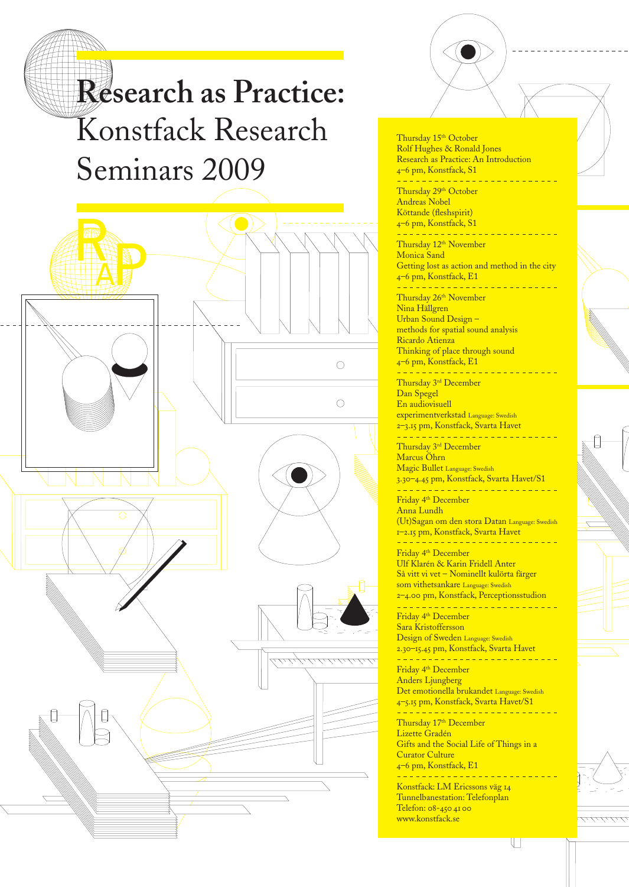# **Research as Practice:** Konstfack Research Seminars 2009

RAP

Thursday 15th October
Rolf Hughes & Ronald Jones
Research as Practice: An Introduction
4–6 pm, Konstfack, S1

Thursday 29th October
Andreas Nobel
Köttande (fleshspirit)
4–6 pm, Konstfack, S1

Thursday 12th November
Monica Sand
Getting lost as action and method in the city
4–6 pm, Konstfack, E1

Thursday 26th November
Nina Hällgren
Urban Sound Design – methods for spatial sound analysis
Ricardo Atienza
Thinking of place through sound
4–6 pm, Konstfack, E1

Thursday 3rd December
Dan Spegel
En audiovisuell experimentverkstad Language: Swedish
2–3.15 pm, Konstfack, Svarta Havet

Thursday 3rd December
Marcus Öhrn
Magic Bullet Language: Swedish
3.30–4.45 pm, Konstfack, Svarta Havet/S1

Friday 4th December
Anna Lundh
(Ut)Sagan om den stora Datan Language: Swedish
1–2.15 pm, Konstfack, Svarta Havet

Friday 4th December
Ulf Klarén & Karin Fridell Anter
Så vitt vi vet – Nominellt kulörta färger som vithetsankare Language: Swedish
2–4.00 pm, Konstfack, Perceptionsstudion

Friday 4th December
Sara Kristoffersson
Design of Sweden Language: Swedish
2.30–15.45 pm, Konstfack, Svarta Havet

Friday 4th December
Anders Ljungberg
Det emotionella brukandet Language: Swedish
4–5.15 pm, Konstfack, Svarta Havet/S1

Thursday 17th December
Lizette Gradén
Gifts and the Social Life of Things in a Curator Culture
4–6 pm, Konstfack, E1

Konstfack: LM Ericssons väg 14
Tunnelbanestation: Telefonplan
Telefon: 08-450 41 00
www.konstfack.se